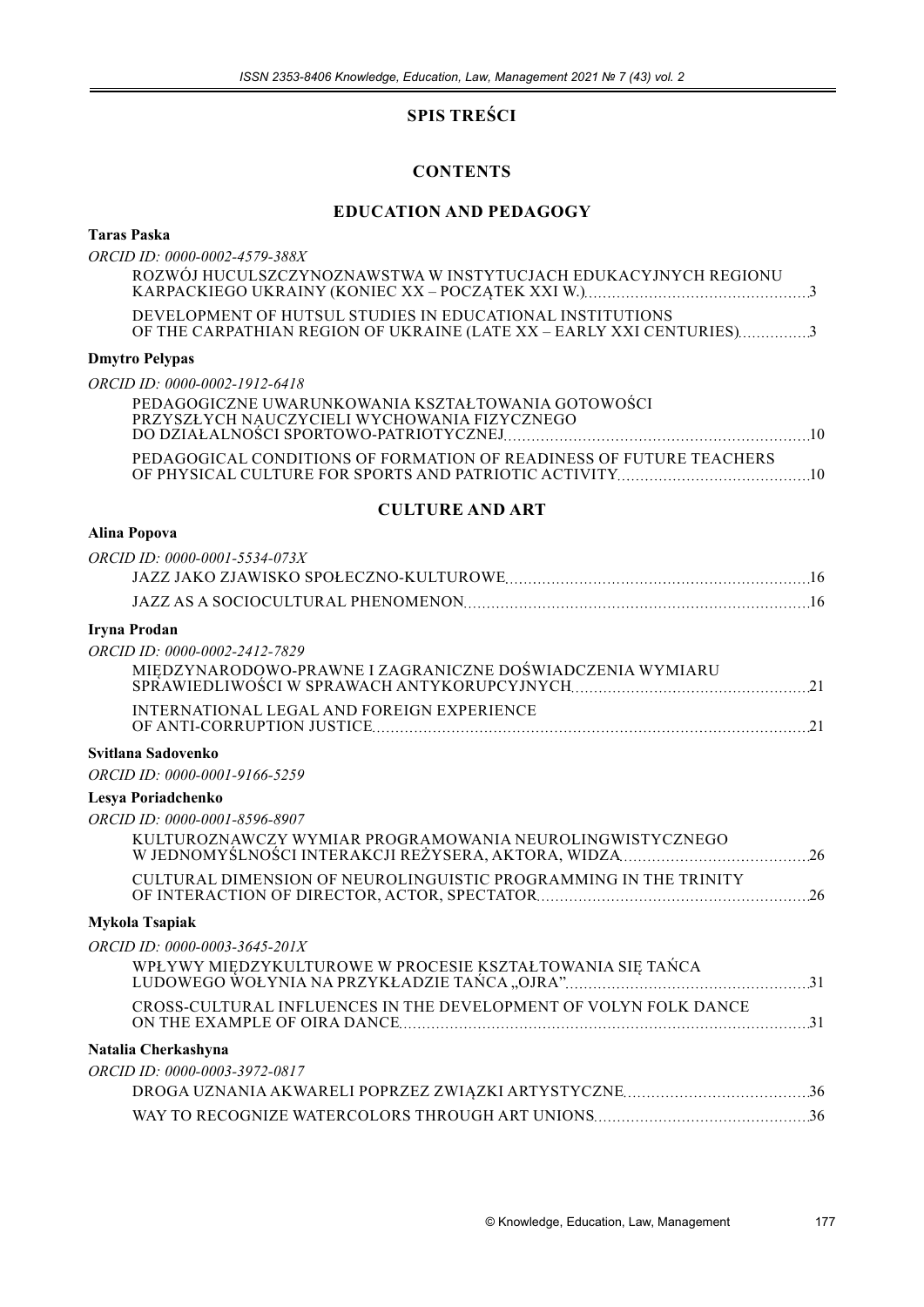# SPIS TREŚCI

# CONTENTS

## EDUCATION AND PEDAGOGY

**Taras Paska**

*ORCID ID: 0000-0002-4579-388X*

ROZWÓJ HUCULSZCZYNOZNAWSTWA W INSTYTUCJACH EDUKACYJNYCH REGIONU KARPACKIEGO UKRAINY (KONIEC XX – POCZĄTEK XXI W.) .......... 3

DEVELOPMENT OF HUTSUL STUDIES IN EDUCATIONAL INSTITUTIONS OF THE CARPATHIAN REGION OF UKRAINE (LATE XX – EARLY XXI CENTURIES) .......... 3

**Dmytro Pelypas**

*ORCID ID: 0000-0002-1912-6418*

PEDAGOGICZNE UWARUNKOWANIA KSZTAŁTOWANIA GOTOWOŚCI PRZYSZŁYCH NAUCZYCIELI WYCHOWANIA FIZYCZNEGO DO DZIAŁALNOŚCI SPORTOWO-PATRIOTYCZNEJ .......... 10

PEDAGOGICAL CONDITIONS OF FORMATION OF READINESS OF FUTURE TEACHERS OF PHYSICAL CULTURE FOR SPORTS AND PATRIOTIC ACTIVITY .......... 10

## CULTURE AND ART

**Alina Popova**

*ORCID ID: 0000-0001-5534-073X*

JAZZ JAKO ZJAWISKO SPOŁECZNO-KULTUROWE .......... 16

JAZZ AS A SOCIOCULTURAL PHENOMENON .......... 16

**Iryna Prodan**

*ORCID ID: 0000-0002-2412-7829*

MIĘDZYNARODOWO-PRAWNE I ZAGRANICZNE DOŚWIADCZENIA WYMIARU SPRAWIEDLIWOŚCI W SPRAWACH ANTYKORUPCYJNYCH .......... 21

INTERNATIONAL LEGAL AND FOREIGN EXPERIENCE OF ANTI-CORRUPTION JUSTICE .......... 21

**Svitlana Sadovenko**

*ORCID ID: 0000-0001-9166-5259*

**Lesya Poriadchenko**

*ORCID ID: 0000-0001-8596-8907*

KULTUROZNAWCZY WYMIAR PROGRAMOWANIA NEUROLINGWISTYCZNEGO W JEDNOMYŚLNOŚCI INTERAKCJI REŻYSERA, AKTORA, WIDZA .......... 26

CULTURAL DIMENSION OF NEUROLINGUISTIC PROGRAMMING IN THE TRINITY OF INTERACTION OF DIRECTOR, ACTOR, SPECTATOR .......... 26

**Mykola Tsapiak**

*ORCID ID: 0000-0003-3645-201X*

WPŁYWY MIĘDZYKULTUROWE W PROCESIE KSZTAŁTOWANIA SIĘ TAŃCA LUDOWEGO WOŁYNIA NA PRZYKŁADZIE TAŃCA „OJRA" .......... 31

CROSS-CULTURAL INFLUENCES IN THE DEVELOPMENT OF VOLYN FOLK DANCE ON THE EXAMPLE OF OIRA DANCE .......... 31

**Natalia Cherkashyna**

*ORCID ID: 0000-0003-3972-0817*

DROGA UZNANIA AKWARELI POPRZEZ ZWIĄZKI ARTYSTYCZNE .......... 36

WAY TO RECOGNIZE WATERCOLORS THROUGH ART UNIONS .......... 36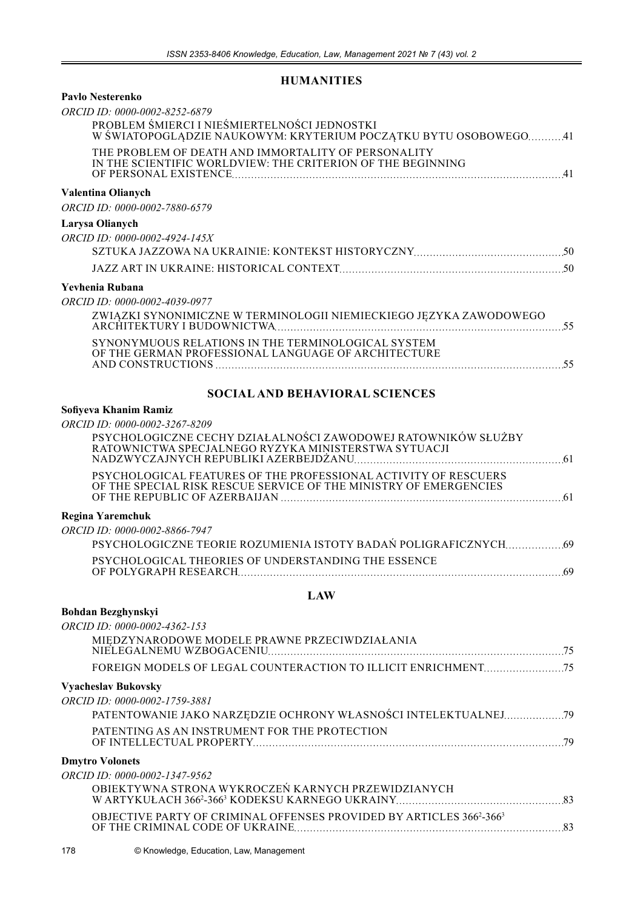## HUMANITIES

**Pavlo Nesterenko**

*ORCID ID: 0000-0002-8252-6879*

PROBLEM ŚMIERCI I NIEŚMIERTELNOŚCI JEDNOSTKI W ŚWIATOPOGLĄDZIE NAUKOWYM: KRYTERIUM POCZĄTKU BYTU OSOBOWEGO ..........41

THE PROBLEM OF DEATH AND IMMORTALITY OF PERSONALITY IN THE SCIENTIFIC WORLDVIEW: THE CRITERION OF THE BEGINNING OF PERSONAL EXISTENCE ..........41

**Valentina Olianych**

*ORCID ID: 0000-0002-7880-6579*

**Larysa Olianych**

*ORCID ID: 0000-0002-4924-145X*

SZTUKA JAZZOWA NA UKRAINIE: KONTEKST HISTORYCZNY ..........50

JAZZ ART IN UKRAINE: HISTORICAL CONTEXT ..........50

**Yevhenia Rubana**

*ORCID ID: 0000-0002-4039-0977*

ZWIĄZKI SYNONIMICZNE W TERMINOLOGII NIEMIECKIEGO JĘZYKA ZAWODOWEGO ARCHITEKTURY I BUDOWNICTWA ..........55

SYNONYMUOUS RELATIONS IN THE TERMINOLOGICAL SYSTEM OF THE GERMAN PROFESSIONAL LANGUAGE OF ARCHITECTURE AND CONSTRUCTIONS ..........55

## SOCIAL AND BEHAVIORAL SCIENCES

**Sofiyeva Khanim Ramiz**

*ORCID ID: 0000-0002-3267-8209*

PSYCHOLOGICZNE CECHY DZIAŁALNOŚCI ZAWODOWEJ RATOWNIKÓW SŁUŻBY RATOWNICTWA SPECJALNEGO RYZYKA MINISTERSTWA SYTUACJI NADZWYCZAJNYCH REPUBLIKI AZERBEJDŻANU ..........61

PSYCHOLOGICAL FEATURES OF THE PROFESSIONAL ACTIVITY OF RESCUERS OF THE SPECIAL RISK RESCUE SERVICE OF THE MINISTRY OF EMERGENCIES OF THE REPUBLIC OF AZERBAIJAN ..........61

**Regina Yaremchuk**

*ORCID ID: 0000-0002-8866-7947*

PSYCHOLOGICZNE TEORIE ROZUMIENIA ISTOTY BADAŃ POLIGRAFICZNYCH ..........69

PSYCHOLOGICAL THEORIES OF UNDERSTANDING THE ESSENCE OF POLYGRAPH RESEARCH ..........69

## LAW

**Bohdan Bezghynskyi**

*ORCID ID: 0000-0002-4362-153*

MIĘDZYNARODOWE MODELE PRAWNE PRZECIWDZIAŁANIA NIELEGALNEMU WZBOGACENIU ..........75

FOREIGN MODELS OF LEGAL COUNTERACTION TO ILLICIT ENRICHMENT ..........75

**Vyacheslav Bukovsky**

*ORCID ID: 0000-0002-1759-3881*

PATENTOWANIE JAKO NARZĘDZIE OCHRONY WŁASNOŚCI INTELEKTUALNEJ ..........79

PATENTING AS AN INSTRUMENT FOR THE PROTECTION OF INTELLECTUAL PROPERTY ..........79

**Dmytro Volonets**

*ORCID ID: 0000-0002-1347-9562*

OBIEKTYWNA STRONA WYKROCZEŃ KARNYCH PRZEWIDZIANYCH W ARTYKUŁACH $366^2$-$366^3$ KODEKSU KARNEGO UKRAINY ..........83

OBJECTIVE PARTY OF CRIMINAL OFFENSES PROVIDED BY ARTICLES $366^2$-$366^3$ OF THE CRIMINAL CODE OF UKRAINE ..........83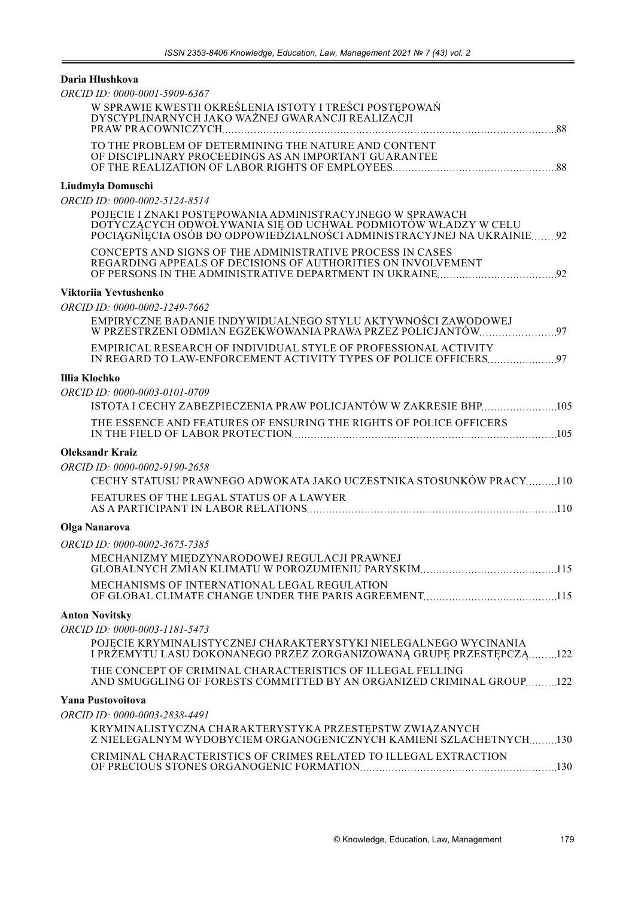**Daria Hlushkova**

*ORCID ID: 0000-0001-5909-6367*

W SPRAWIE KWESTII OKREŚLENIA ISTOTY I TREŚCI POSTĘPOWAŃ DYSCYPLINARNYCH JAKO WAŻNEJ GWARANCJI REALIZACJI PRAW PRACOWNICZYCH ........ 88

TO THE PROBLEM OF DETERMINING THE NATURE AND CONTENT OF DISCIPLINARY PROCEEDINGS AS AN IMPORTANT GUARANTEE OF THE REALIZATION OF LABOR RIGHTS OF EMPLOYEES ........ 88

**Liudmyla Domuschi**

*ORCID ID: 0000-0002-5124-8514*

POJĘCIE I ZNAKI POSTĘPOWANIA ADMINISTRACYJNEGO W SPRAWACH DOTYCZĄCYCH ODWOŁYWANIA SIĘ OD UCHWAŁ PODMIOTÓW WŁADZY W CELU POCIĄGNIĘCIA OSÓB DO ODPOWIEDZIALNOŚCI ADMINISTRACYJNEJ NA UKRAINIE ........ 92

CONCEPTS AND SIGNS OF THE ADMINISTRATIVE PROCESS IN CASES REGARDING APPEALS OF DECISIONS OF AUTHORITIES ON INVOLVEMENT OF PERSONS IN THE ADMINISTRATIVE DEPARTMENT IN UKRAINE ........ 92

**Viktoriia Yevtushenko**

*ORCID ID: 0000-0002-1249-7662*

EMPIRYCZNE BADANIE INDYWIDUALNEGO STYLU AKTYWNOŚCI ZAWODOWEJ W PRZESTRZENI ODMIAN EGZEKWOWANIA PRAWA PRZEZ POLICJANTÓW ........ 97

EMPIRICAL RESEARCH OF INDIVIDUAL STYLE OF PROFESSIONAL ACTIVITY IN REGARD TO LAW-ENFORCEMENT ACTIVITY TYPES OF POLICE OFFICERS ........ 97

**Illia Klochko**

*ORCID ID: 0000-0003-0101-0709*

ISTOTA I CECHY ZABEZPIECZENIA PRAW POLICJANTÓW W ZAKRESIE BHP ........ 105

THE ESSENCE AND FEATURES OF ENSURING THE RIGHTS OF POLICE OFFICERS IN THE FIELD OF LABOR PROTECTION ........ 105

**Oleksandr Kraiz**

*ORCID ID: 0000-0002-9190-2658*

CECHY STATUSU PRAWNEGO ADWOKATA JAKO UCZESTNIKA STOSUNKÓW PRACY ........ 110

FEATURES OF THE LEGAL STATUS OF A LAWYER AS A PARTICIPANT IN LABOR RELATIONS ........ 110

**Olga Nanarova**

*ORCID ID: 0000-0002-3675-7385*

MECHANIZMY MIĘDZYNARODOWEJ REGULACJI PRAWNEJ GLOBALNYCH ZMIAN KLIMATU W POROZUMIENIU PARYSKIM ........ 115

MECHANISMS OF INTERNATIONAL LEGAL REGULATION OF GLOBAL CLIMATE CHANGE UNDER THE PARIS AGREEMENT ........ 115

**Anton Novitsky**

*ORCID ID: 0000-0003-1181-5473*

POJĘCIE KRYMINALISTYCZNEJ CHARAKTERYSTYKI NIELEGALNEGO WYCINANIA I PRZEMYTU LASU DOKONANEGO PRZEZ ZORGANIZOWANĄ GRUPĘ PRZESTĘPCZĄ ........ 122

THE CONCEPT OF CRIMINAL CHARACTERISTICS OF ILLEGAL FELLING AND SMUGGLING OF FORESTS COMMITTED BY AN ORGANIZED CRIMINAL GROUP ........ 122

**Yana Pustovoitova**

*ORCID ID: 0000-0003-2838-4491*

KRYMINALISTYCZNA CHARAKTERYSTYKA PRZESTĘPSTW ZWIĄZANYCH Z NIELEGALNYM WYDOBYCIEM ORGANOGENICZNYCH KAMIENI SZLACHETNYCH ........ 130

CRIMINAL CHARACTERISTICS OF CRIMES RELATED TO ILLEGAL EXTRACTION OF PRECIOUS STONES ORGANOGENIC FORMATION ........ 130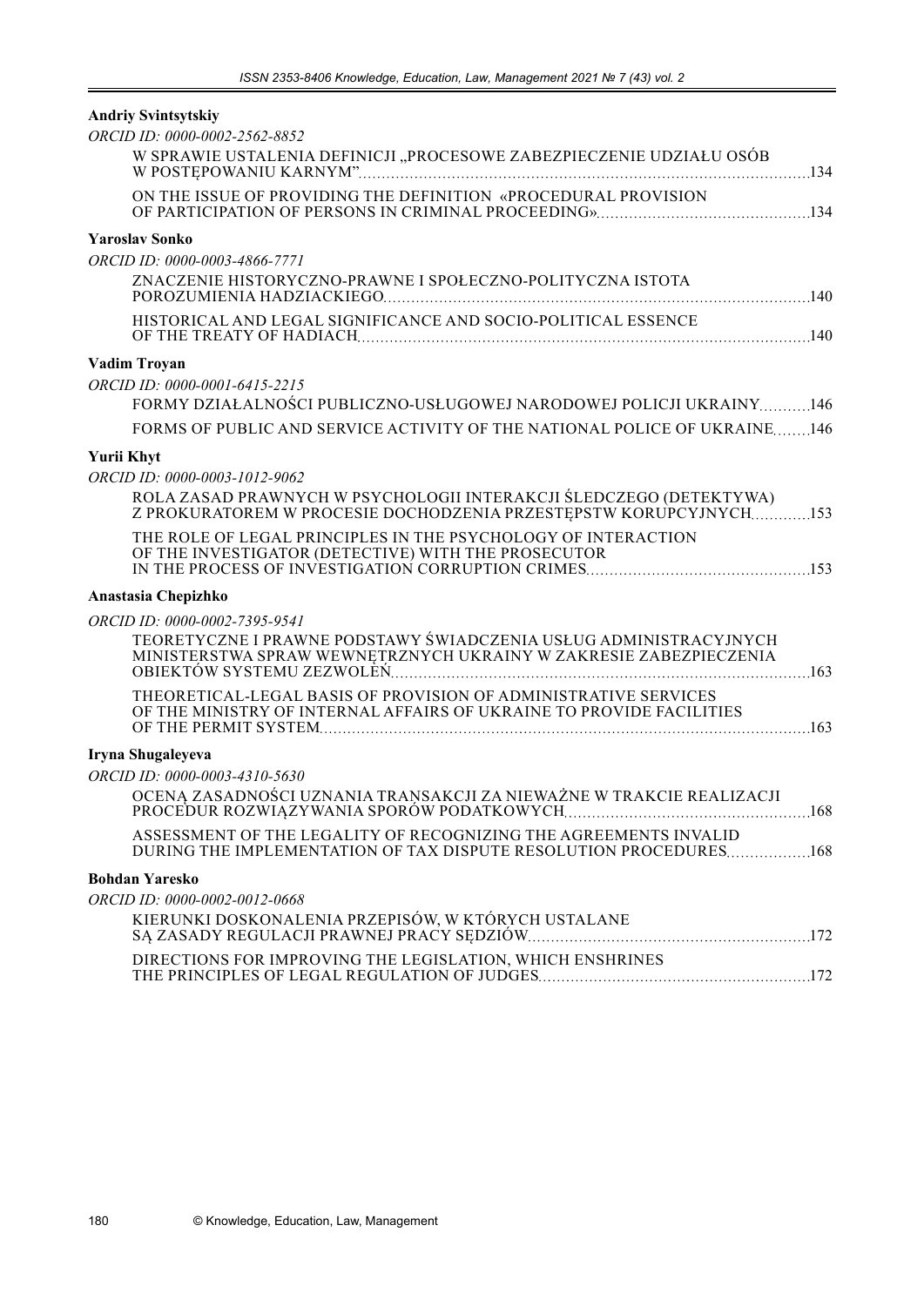**Andriy Svintsytskiy**

*ORCID ID: 0000-0002-2562-8852*

W SPRAWIE USTALENIA DEFINICJI „PROCESOWE ZABEZPIECZENIE UDZIAŁU OSÓB W POSTĘPOWANIU KARNYM" ........ 134

ON THE ISSUE OF PROVIDING THE DEFINITION «PROCEDURAL PROVISION OF PARTICIPATION OF PERSONS IN CRIMINAL PROCEEDING» ........ 134

**Yaroslav Sonko**

*ORCID ID: 0000-0003-4866-7771*

ZNACZENIE HISTORYCZNO-PRAWNE I SPOŁECZNO-POLITYCZNA ISTOTA POROZUMIENIA HADZIACKIEGO ........ 140

HISTORICAL AND LEGAL SIGNIFICANCE AND SOCIO-POLITICAL ESSENCE OF THE TREATY OF HADIACH ........ 140

**Vadim Troyan**

*ORCID ID: 0000-0001-6415-2215*

FORMY DZIAŁALNOŚCI PUBLICZNO-USŁUGOWEJ NARODOWEJ POLICJI UKRAINY ........ 146

FORMS OF PUBLIC AND SERVICE ACTIVITY OF THE NATIONAL POLICE OF UKRAINE ........ 146

**Yurii Khyt**

*ORCID ID: 0000-0003-1012-9062*

ROLA ZASAD PRAWNYCH W PSYCHOLOGII INTERAKCJI ŚLEDCZEGO (DETEKTYWA) Z PROKURATOREM W PROCESIE DOCHODZENIA PRZESTĘPSTW KORUPCYJNYCH ........ 153

THE ROLE OF LEGAL PRINCIPLES IN THE PSYCHOLOGY OF INTERACTION OF THE INVESTIGATOR (DETECTIVE) WITH THE PROSECUTOR IN THE PROCESS OF INVESTIGATION CORRUPTION CRIMES ........ 153

**Anastasia Chepizhko**

*ORCID ID: 0000-0002-7395-9541*

TEORETYCZNE I PRAWNE PODSTAWY ŚWIADCZENIA USŁUG ADMINISTRACYJNYCH MINISTERSTWA SPRAW WEWNĘTRZNYCH UKRAINY W ZAKRESIE ZABEZPIECZENIA OBIEKTÓW SYSTEMU ZEZWOLEŃ ........ 163

THEORETICAL-LEGAL BASIS OF PROVISION OF ADMINISTRATIVE SERVICES OF THE MINISTRY OF INTERNAL AFFAIRS OF UKRAINE TO PROVIDE FACILITIES OF THE PERMIT SYSTEM ........ 163

**Iryna Shugaleyeva**

*ORCID ID: 0000-0003-4310-5630*

OCENĄ ZASADNOŚCI UZNANIA TRANSAKCJI ZA NIEWAŻNE W TRAKCIE REALIZACJI PROCEDUR ROZWIĄZYWANIA SPORÓW PODATKOWYCH ........ 168

ASSESSMENT OF THE LEGALITY OF RECOGNIZING THE AGREEMENTS INVALID DURING THE IMPLEMENTATION OF TAX DISPUTE RESOLUTION PROCEDURES ........ 168

**Bohdan Yaresko**

*ORCID ID: 0000-0002-0012-0668*

KIERUNKI DOSKONALENIA PRZEPISÓW, W KTÓRYCH USTALANE SĄ ZASADY REGULACJI PRAWNEJ PRACY SĘDZIÓW ........ 172

DIRECTIONS FOR IMPROVING THE LEGISLATION, WHICH ENSHRINES THE PRINCIPLES OF LEGAL REGULATION OF JUDGES ........ 172